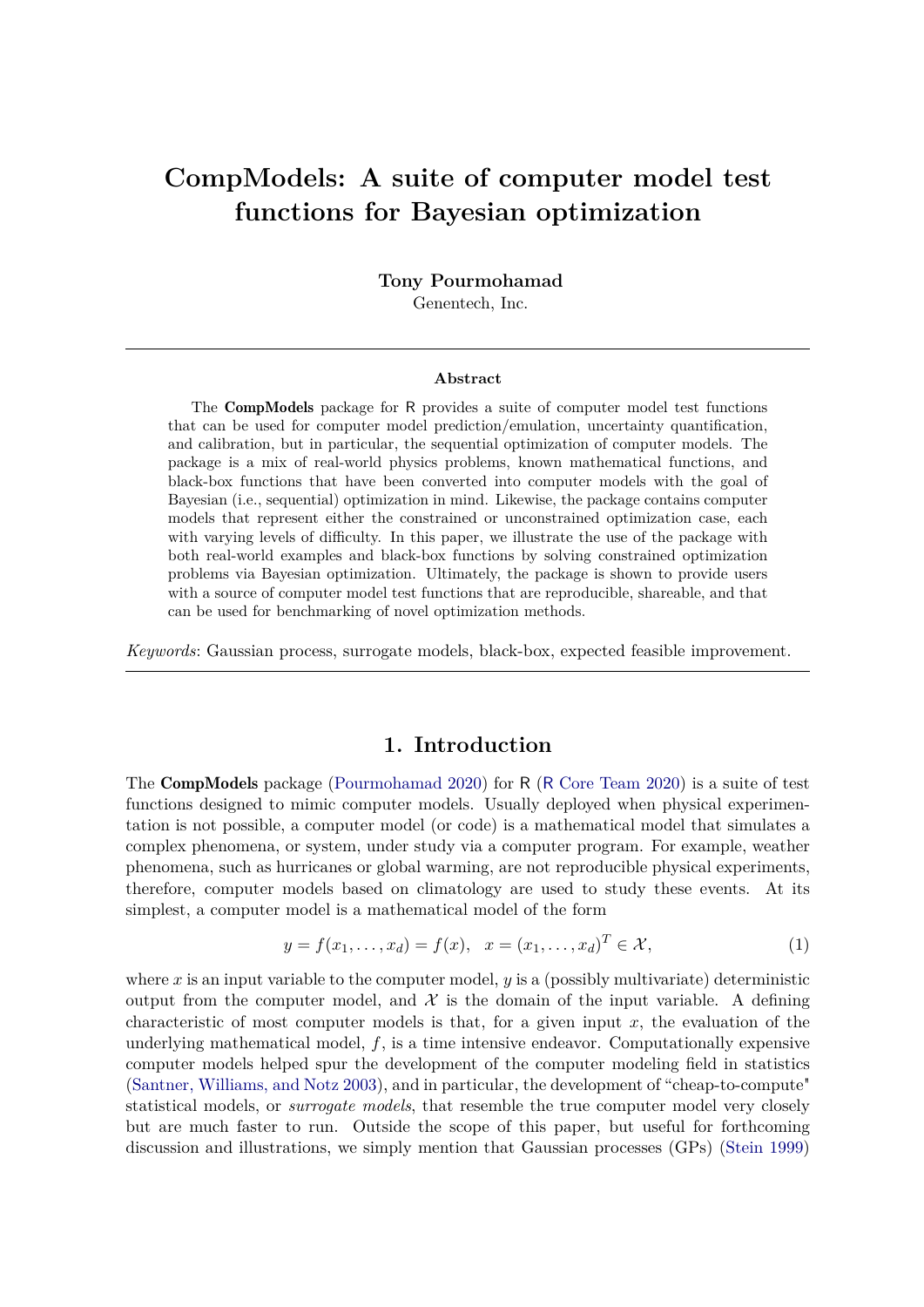# CompModels: A suite of computer model test functions for Bayesian optimization

**Tony Pourmohamad**
Genentech, Inc.

---

**Abstract**

The **CompModels** package for R provides a suite of computer model test functions that can be used for computer model prediction/emulation, uncertainty quantification, and calibration, but in particular, the sequential optimization of computer models. The package is a mix of real-world physics problems, known mathematical functions, and black-box functions that have been converted into computer models with the goal of Bayesian (i.e., sequential) optimization in mind. Likewise, the package contains computer models that represent either the constrained or unconstrained optimization case, each with varying levels of difficulty. In this paper, we illustrate the use of the package with both real-world examples and black-box functions by solving constrained optimization problems via Bayesian optimization. Ultimately, the package is shown to provide users with a source of computer model test functions that are reproducible, shareable, and that can be used for benchmarking of novel optimization methods.

*Keywords*: Gaussian process, surrogate models, black-box, expected feasible improvement.

---

## 1. Introduction

The **CompModels** package (Pourmohamad 2020) for R (R Core Team 2020) is a suite of test functions designed to mimic computer models. Usually deployed when physical experimentation is not possible, a computer model (or code) is a mathematical model that simulates a complex phenomena, or system, under study via a computer program. For example, weather phenomena, such as hurricanes or global warming, are not reproducible physical experiments, therefore, computer models based on climatology are used to study these events. At its simplest, a computer model is a mathematical model of the form

$$y = f(x_1, \ldots, x_d) = f(x), \quad x = (x_1, \ldots, x_d)^T \in \mathcal{X}, \tag{1}$$

where $x$ is an input variable to the computer model, $y$ is a (possibly multivariate) deterministic output from the computer model, and $\mathcal{X}$ is the domain of the input variable. A defining characteristic of most computer models is that, for a given input $x$, the evaluation of the underlying mathematical model, $f$, is a time intensive endeavor. Computationally expensive computer models helped spur the development of the computer modeling field in statistics (Santner, Williams, and Notz 2003), and in particular, the development of "cheap-to-compute" statistical models, or *surrogate models*, that resemble the true computer model very closely but are much faster to run. Outside the scope of this paper, but useful for forthcoming discussion and illustrations, we simply mention that Gaussian processes (GPs) (Stein 1999)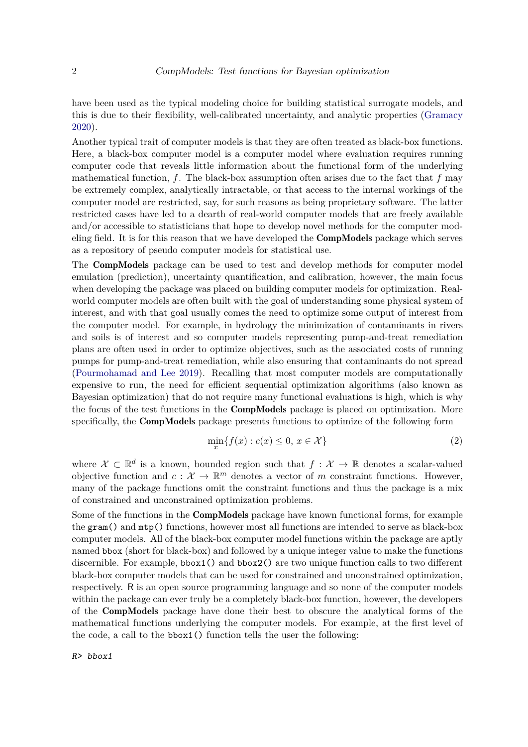have been used as the typical modeling choice for building statistical surrogate models, and this is due to their flexibility, well-calibrated uncertainty, and analytic properties (Gramacy 2020).

Another typical trait of computer models is that they are often treated as black-box functions. Here, a black-box computer model is a computer model where evaluation requires running computer code that reveals little information about the functional form of the underlying mathematical function, $f$. The black-box assumption often arises due to the fact that $f$ may be extremely complex, analytically intractable, or that access to the internal workings of the computer model are restricted, say, for such reasons as being proprietary software. The latter restricted cases have led to a dearth of real-world computer models that are freely available and/or accessible to statisticians that hope to develop novel methods for the computer modeling field. It is for this reason that we have developed the **CompModels** package which serves as a repository of pseudo computer models for statistical use.

The **CompModels** package can be used to test and develop methods for computer model emulation (prediction), uncertainty quantification, and calibration, however, the main focus when developing the package was placed on building computer models for optimization. Real-world computer models are often built with the goal of understanding some physical system of interest, and with that goal usually comes the need to optimize some output of interest from the computer model. For example, in hydrology the minimization of contaminants in rivers and soils is of interest and so computer models representing pump-and-treat remediation plans are often used in order to optimize objectives, such as the associated costs of running pumps for pump-and-treat remediation, while also ensuring that contaminants do not spread (Pourmohamad and Lee 2019). Recalling that most computer models are computationally expensive to run, the need for efficient sequential optimization algorithms (also known as Bayesian optimization) that do not require many functional evaluations is high, which is why the focus of the test functions in the **CompModels** package is placed on optimization. More specifically, the **CompModels** package presents functions to optimize of the following form

$$\min_{x}\{f(x) : c(x) \leq 0, \, x \in \mathcal{X}\} \tag{2}$$

where $\mathcal{X} \subset \mathbb{R}^d$ is a known, bounded region such that $f : \mathcal{X} \to \mathbb{R}$ denotes a scalar-valued objective function and $c : \mathcal{X} \to \mathbb{R}^m$ denotes a vector of $m$ constraint functions. However, many of the package functions omit the constraint functions and thus the package is a mix of constrained and unconstrained optimization problems.

Some of the functions in the **CompModels** package have known functional forms, for example the `gram()` and `mtp()` functions, however most all functions are intended to serve as black-box computer models. All of the black-box computer model functions within the package are aptly named `bbox` (short for black-box) and followed by a unique integer value to make the functions discernible. For example, `bbox1()` and `bbox2()` are two unique function calls to two different black-box computer models that can be used for constrained and unconstrained optimization, respectively. R is an open source programming language and so none of the computer models within the package can ever truly be a completely black-box function, however, the developers of the **CompModels** package have done their best to obscure the analytical forms of the mathematical functions underlying the computer models. For example, at the first level of the code, a call to the `bbox1()` function tells the user the following:

```
R> bbox1
```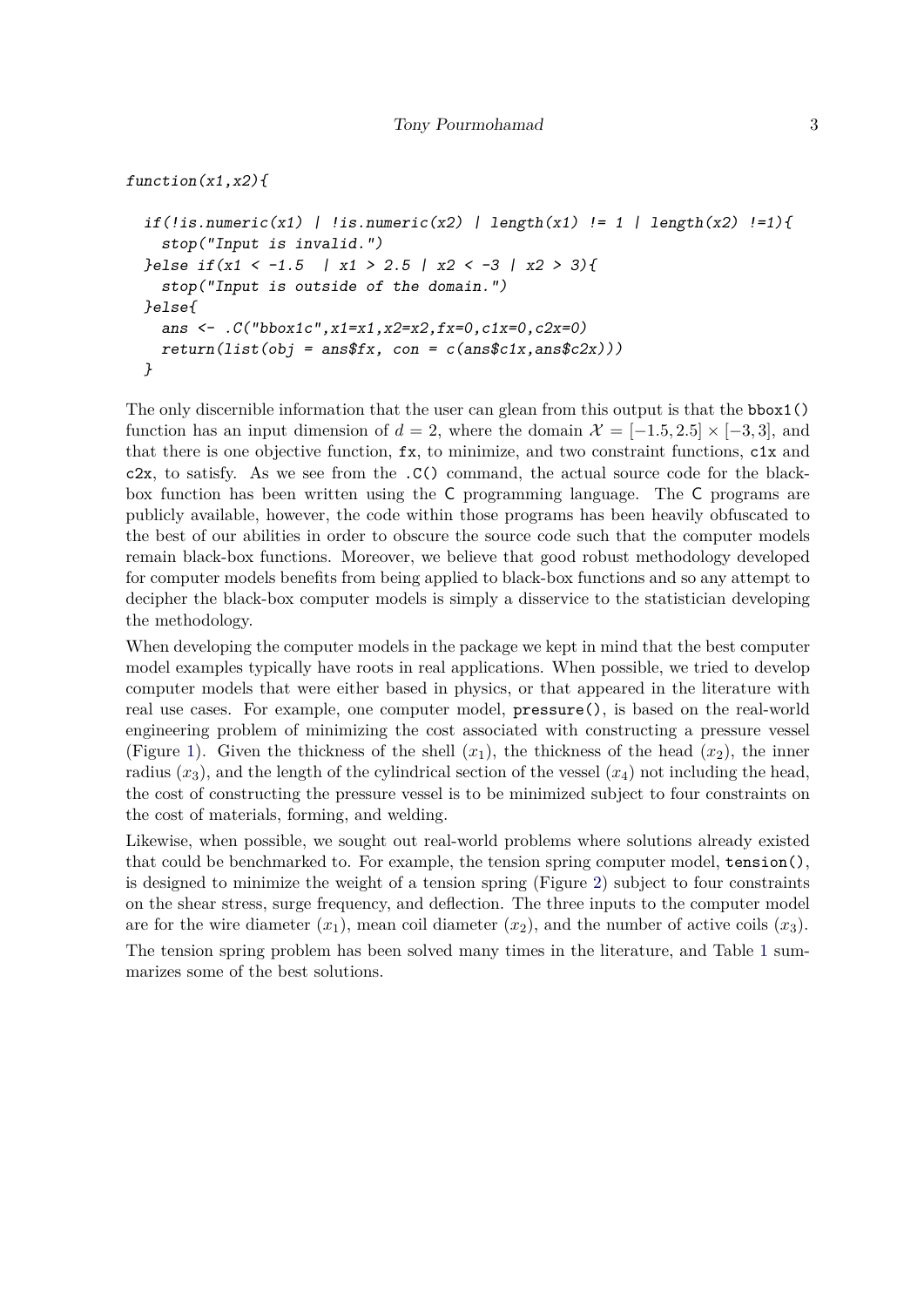```
function(x1,x2){

  if(!is.numeric(x1) | !is.numeric(x2) | length(x1) != 1 | length(x2) !=1){
    stop("Input is invalid.")
  }else if(x1 < -1.5  | x1 > 2.5 | x2 < -3 | x2 > 3){
    stop("Input is outside of the domain.")
  }else{
    ans <- .C("bbox1c",x1=x1,x2=x2,fx=0,c1x=0,c2x=0)
    return(list(obj = ans$fx, con = c(ans$c1x,ans$c2x)))
  }
```

The only discernible information that the user can glean from this output is that the `bbox1()` function has an input dimension of $d = 2$, where the domain $\mathcal{X} = [-1.5, 2.5] \times [-3, 3]$, and that there is one objective function, `fx`, to minimize, and two constraint functions, `c1x` and `c2x`, to satisfy. As we see from the `.C()` command, the actual source code for the black-box function has been written using the `C` programming language. The `C` programs are publicly available, however, the code within those programs has been heavily obfuscated to the best of our abilities in order to obscure the source code such that the computer models remain black-box functions. Moreover, we believe that good robust methodology developed for computer models benefits from being applied to black-box functions and so any attempt to decipher the black-box computer models is simply a disservice to the statistician developing the methodology.

When developing the computer models in the package we kept in mind that the best computer model examples typically have roots in real applications. When possible, we tried to develop computer models that were either based in physics, or that appeared in the literature with real use cases. For example, one computer model, `pressure()`, is based on the real-world engineering problem of minimizing the cost associated with constructing a pressure vessel (Figure 1). Given the thickness of the shell ($x_1$), the thickness of the head ($x_2$), the inner radius ($x_3$), and the length of the cylindrical section of the vessel ($x_4$) not including the head, the cost of constructing the pressure vessel is to be minimized subject to four constraints on the cost of materials, forming, and welding.

Likewise, when possible, we sought out real-world problems where solutions already existed that could be benchmarked to. For example, the tension spring computer model, `tension()`, is designed to minimize the weight of a tension spring (Figure 2) subject to four constraints on the shear stress, surge frequency, and deflection. The three inputs to the computer model are for the wire diameter ($x_1$), mean coil diameter ($x_2$), and the number of active coils ($x_3$). The tension spring problem has been solved many times in the literature, and Table 1 summarizes some of the best solutions.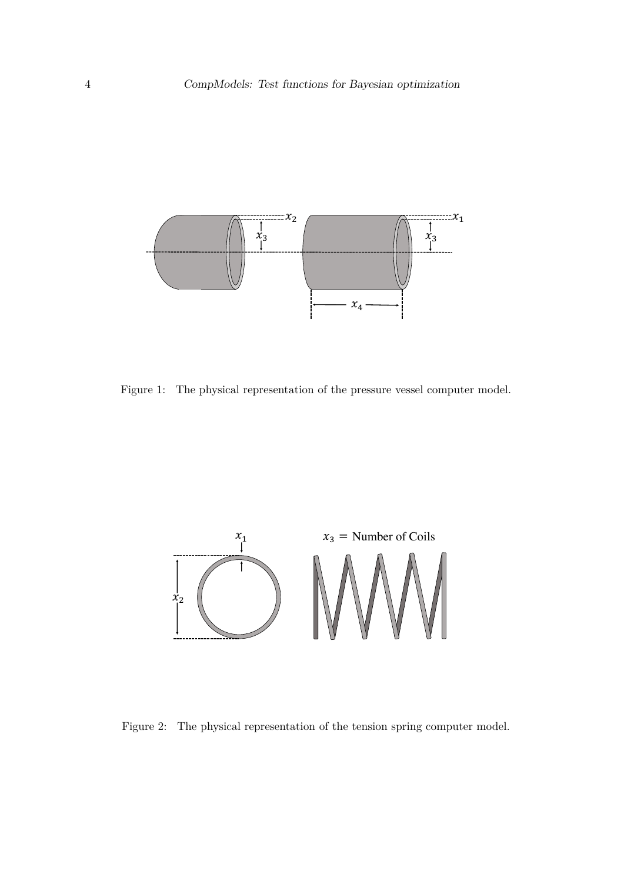Figure 1: The physical representation of the pressure vessel computer model.

Figure 2: The physical representation of the tension spring computer model.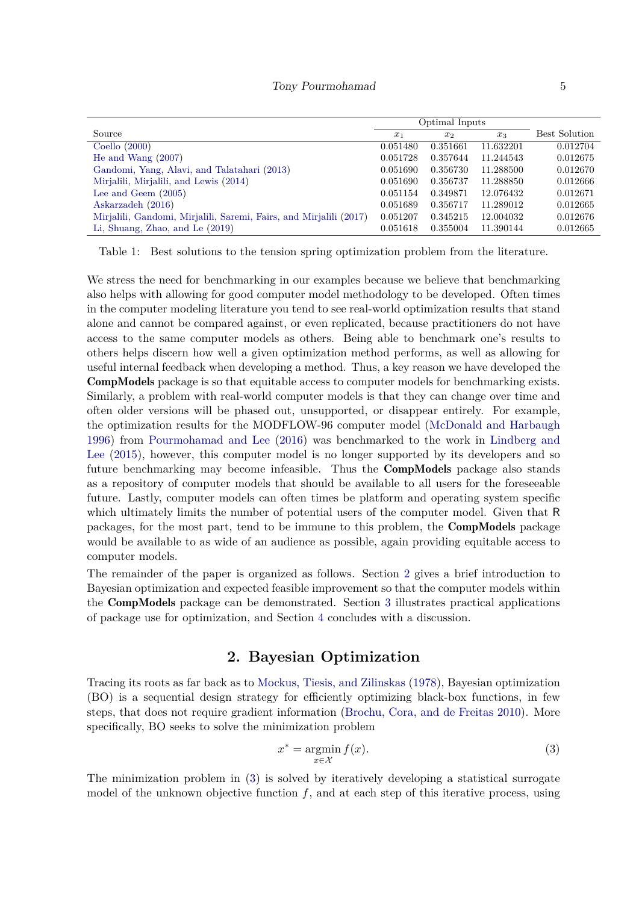| Source | Optimal Inputs | | | Best Solution |
|---|---|---|---|---|
| | $x_1$ | $x_2$ | $x_3$ | |
| Coello (2000) | 0.051480 | 0.351661 | 11.632201 | 0.012704 |
| He and Wang (2007) | 0.051728 | 0.357644 | 11.244543 | 0.012675 |
| Gandomi, Yang, Alavi, and Talatahari (2013) | 0.051690 | 0.356730 | 11.288500 | 0.012670 |
| Mirjalili, Mirjalili, and Lewis (2014) | 0.051690 | 0.356737 | 11.288850 | 0.012666 |
| Lee and Geem (2005) | 0.051154 | 0.349871 | 12.076432 | 0.012671 |
| Askarzadeh (2016) | 0.051689 | 0.356717 | 11.289012 | 0.012665 |
| Mirjalili, Gandomi, Mirjalili, Saremi, Fairs, and Mirjalili (2017) | 0.051207 | 0.345215 | 12.004032 | 0.012676 |
| Li, Shuang, Zhao, and Le (2019) | 0.051618 | 0.355004 | 11.390144 | 0.012665 |

Table 1: Best solutions to the tension spring optimization problem from the literature.

We stress the need for benchmarking in our examples because we believe that benchmarking also helps with allowing for good computer model methodology to be developed. Often times in the computer modeling literature you tend to see real-world optimization results that stand alone and cannot be compared against, or even replicated, because practitioners do not have access to the same computer models as others. Being able to benchmark one's results to others helps discern how well a given optimization method performs, as well as allowing for useful internal feedback when developing a method. Thus, a key reason we have developed the **CompModels** package is so that equitable access to computer models for benchmarking exists. Similarly, a problem with real-world computer models is that they can change over time and often older versions will be phased out, unsupported, or disappear entirely. For example, the optimization results for the MODFLOW-96 computer model (McDonald and Harbaugh 1996) from Pourmohamad and Lee (2016) was benchmarked to the work in Lindberg and Lee (2015), however, this computer model is no longer supported by its developers and so future benchmarking may become infeasible. Thus the **CompModels** package also stands as a repository of computer models that should be available to all users for the foreseeable future. Lastly, computer models can often times be platform and operating system specific which ultimately limits the number of potential users of the computer model. Given that R packages, for the most part, tend to be immune to this problem, the **CompModels** package would be available to as wide of an audience as possible, again providing equitable access to computer models.

The remainder of the paper is organized as follows. Section 2 gives a brief introduction to Bayesian optimization and expected feasible improvement so that the computer models within the **CompModels** package can be demonstrated. Section 3 illustrates practical applications of package use for optimization, and Section 4 concludes with a discussion.

## 2. Bayesian Optimization

Tracing its roots as far back as to Mockus, Tiesis, and Zilinskas (1978), Bayesian optimization (BO) is a sequential design strategy for efficiently optimizing black-box functions, in few steps, that does not require gradient information (Brochu, Cora, and de Freitas 2010). More specifically, BO seeks to solve the minimization problem

$$x^* = \underset{x \in \mathcal{X}}{\operatorname{argmin}}\, f(x). \tag{3}$$

The minimization problem in (3) is solved by iteratively developing a statistical surrogate model of the unknown objective function $f$, and at each step of this iterative process, using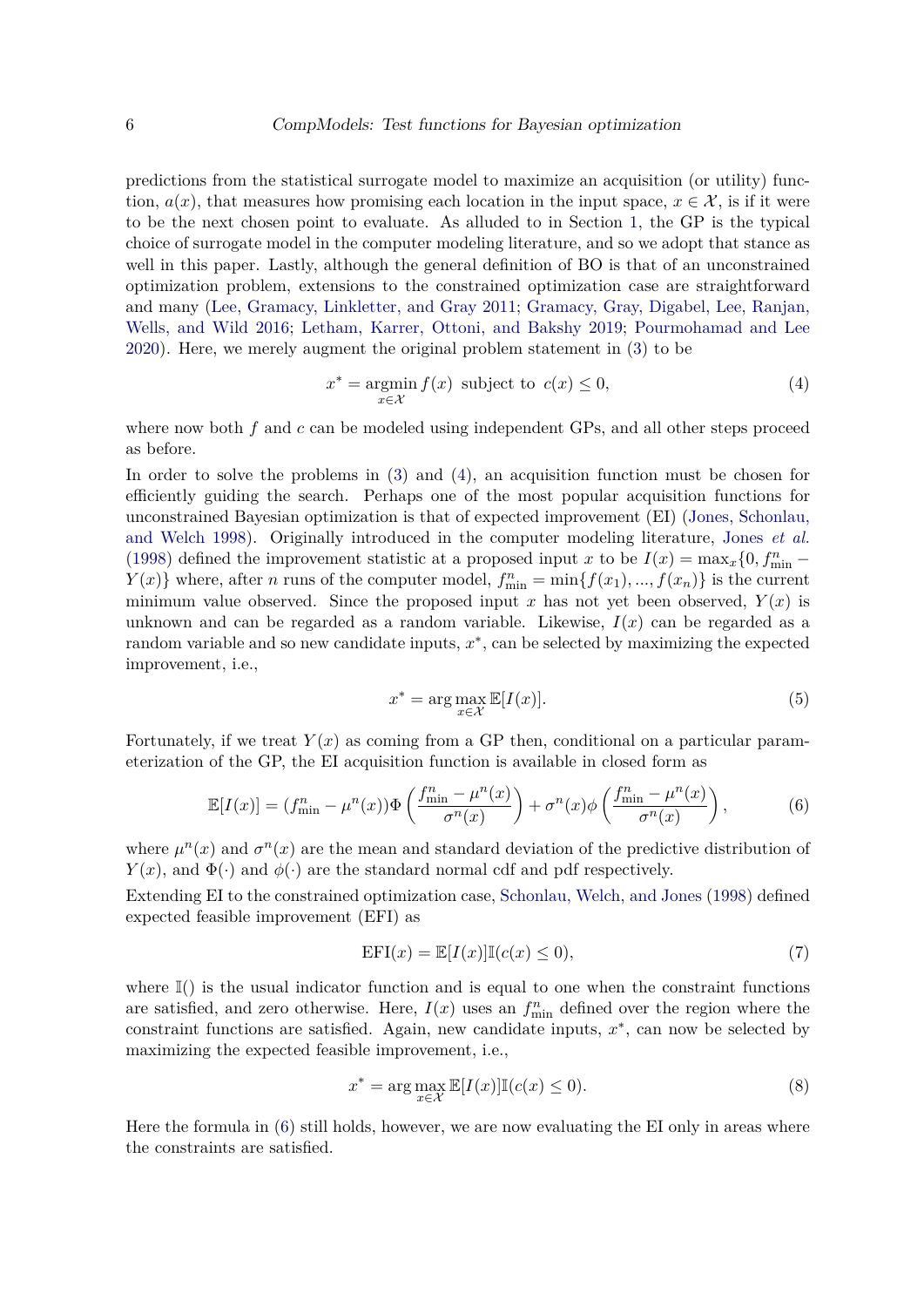predictions from the statistical surrogate model to maximize an acquisition (or utility) function, $a(x)$, that measures how promising each location in the input space, $x \in \mathcal{X}$, is if it were to be the next chosen point to evaluate. As alluded to in Section 1, the GP is the typical choice of surrogate model in the computer modeling literature, and so we adopt that stance as well in this paper. Lastly, although the general definition of BO is that of an unconstrained optimization problem, extensions to the constrained optimization case are straightforward and many (Lee, Gramacy, Linkletter, and Gray 2011; Gramacy, Gray, Digabel, Lee, Ranjan, Wells, and Wild 2016; Letham, Karrer, Ottoni, and Bakshy 2019; Pourmohamad and Lee 2020). Here, we merely augment the original problem statement in (3) to be

$$x^* = \underset{x \in \mathcal{X}}{\operatorname{argmin}} \, f(x) \text{ subject to } c(x) \leq 0, \tag{4}$$

where now both $f$ and $c$ can be modeled using independent GPs, and all other steps proceed as before.

In order to solve the problems in (3) and (4), an acquisition function must be chosen for efficiently guiding the search. Perhaps one of the most popular acquisition functions for unconstrained Bayesian optimization is that of expected improvement (EI) (Jones, Schonlau, and Welch 1998). Originally introduced in the computer modeling literature, Jones *et al.* (1998) defined the improvement statistic at a proposed input $x$ to be $I(x) = \max_x\{0, f_{\min}^n - Y(x)\}$ where, after $n$ runs of the computer model, $f_{\min}^n = \min\{f(x_1), ..., f(x_n)\}$ is the current minimum value observed. Since the proposed input $x$ has not yet been observed, $Y(x)$ is unknown and can be regarded as a random variable. Likewise, $I(x)$ can be regarded as a random variable and so new candidate inputs, $x^*$, can be selected by maximizing the expected improvement, i.e.,

$$x^* = \arg\max_{x \in \mathcal{X}} \mathbb{E}[I(x)]. \tag{5}$$

Fortunately, if we treat $Y(x)$ as coming from a GP then, conditional on a particular parameterization of the GP, the EI acquisition function is available in closed form as

$$\mathbb{E}[I(x)] = (f_{\min}^n - \mu^n(x))\Phi\left(\frac{f_{\min}^n - \mu^n(x)}{\sigma^n(x)}\right) + \sigma^n(x)\phi\left(\frac{f_{\min}^n - \mu^n(x)}{\sigma^n(x)}\right), \tag{6}$$

where $\mu^n(x)$ and $\sigma^n(x)$ are the mean and standard deviation of the predictive distribution of $Y(x)$, and $\Phi(\cdot)$ and $\phi(\cdot)$ are the standard normal cdf and pdf respectively.

Extending EI to the constrained optimization case, Schonlau, Welch, and Jones (1998) defined expected feasible improvement (EFI) as

$$\text{EFI}(x) = \mathbb{E}[I(x)]\mathbb{I}(c(x) \leq 0), \tag{7}$$

where $\mathbb{I}()$ is the usual indicator function and is equal to one when the constraint functions are satisfied, and zero otherwise. Here, $I(x)$ uses an $f_{\min}^n$ defined over the region where the constraint functions are satisfied. Again, new candidate inputs, $x^*$, can now be selected by maximizing the expected feasible improvement, i.e.,

$$x^* = \arg\max_{x \in \mathcal{X}} \mathbb{E}[I(x)]\mathbb{I}(c(x) \leq 0). \tag{8}$$

Here the formula in (6) still holds, however, we are now evaluating the EI only in areas where the constraints are satisfied.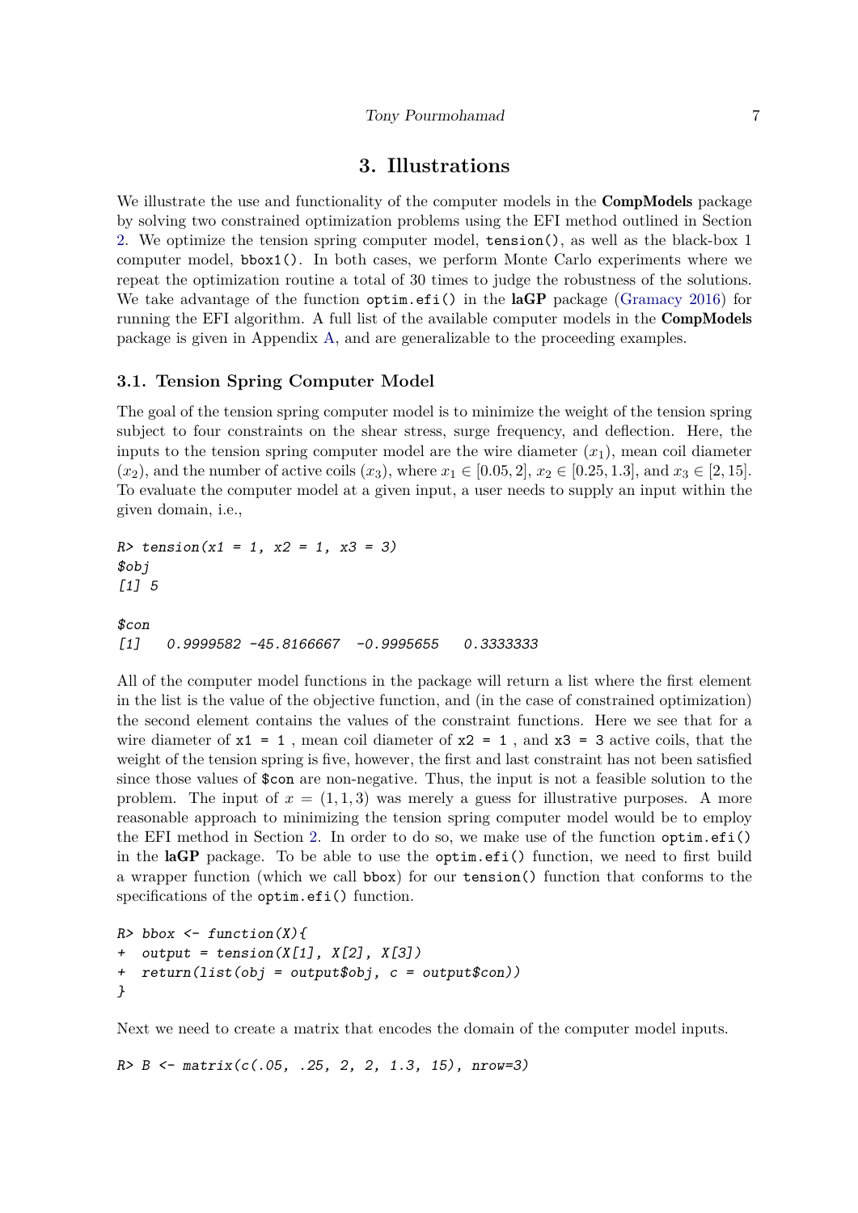## 3. Illustrations

We illustrate the use and functionality of the computer models in the **CompModels** package by solving two constrained optimization problems using the EFI method outlined in Section 2. We optimize the tension spring computer model, `tension()`, as well as the black-box 1 computer model, `bbox1()`. In both cases, we perform Monte Carlo experiments where we repeat the optimization routine a total of 30 times to judge the robustness of the solutions. We take advantage of the function `optim.efi()` in the **laGP** package (Gramacy 2016) for running the EFI algorithm. A full list of the available computer models in the **CompModels** package is given in Appendix A, and are generalizable to the proceeding examples.

### 3.1. Tension Spring Computer Model

The goal of the tension spring computer model is to minimize the weight of the tension spring subject to four constraints on the shear stress, surge frequency, and deflection. Here, the inputs to the tension spring computer model are the wire diameter ($x_1$), mean coil diameter ($x_2$), and the number of active coils ($x_3$), where $x_1 \in [0.05, 2]$, $x_2 \in [0.25, 1.3]$, and $x_3 \in [2, 15]$. To evaluate the computer model at a given input, a user needs to supply an input within the given domain, i.e.,

```
R> tension(x1 = 1, x2 = 1, x3 = 3)
$obj
[1] 5

$con
[1]   0.9999582 -45.8166667  -0.9995655   0.3333333
```

All of the computer model functions in the package will return a list where the first element in the list is the value of the objective function, and (in the case of constrained optimization) the second element contains the values of the constraint functions. Here we see that for a wire diameter of `x1 = 1` , mean coil diameter of `x2 = 1` , and `x3 = 3` active coils, that the weight of the tension spring is five, however, the first and last constraint has not been satisfied since those values of `$con` are non-negative. Thus, the input is not a feasible solution to the problem. The input of $x = (1, 1, 3)$ was merely a guess for illustrative purposes. A more reasonable approach to minimizing the tension spring computer model would be to employ the EFI method in Section 2. In order to do so, we make use of the function `optim.efi()` in the **laGP** package. To be able to use the `optim.efi()` function, we need to first build a wrapper function (which we call `bbox`) for our `tension()` function that conforms to the specifications of the `optim.efi()` function.

```
R> bbox <- function(X){
+  output = tension(X[1], X[2], X[3])
+  return(list(obj = output$obj, c = output$con))
}
```

Next we need to create a matrix that encodes the domain of the computer model inputs.

```
R> B <- matrix(c(.05, .25, 2, 2, 1.3, 15), nrow=3)
```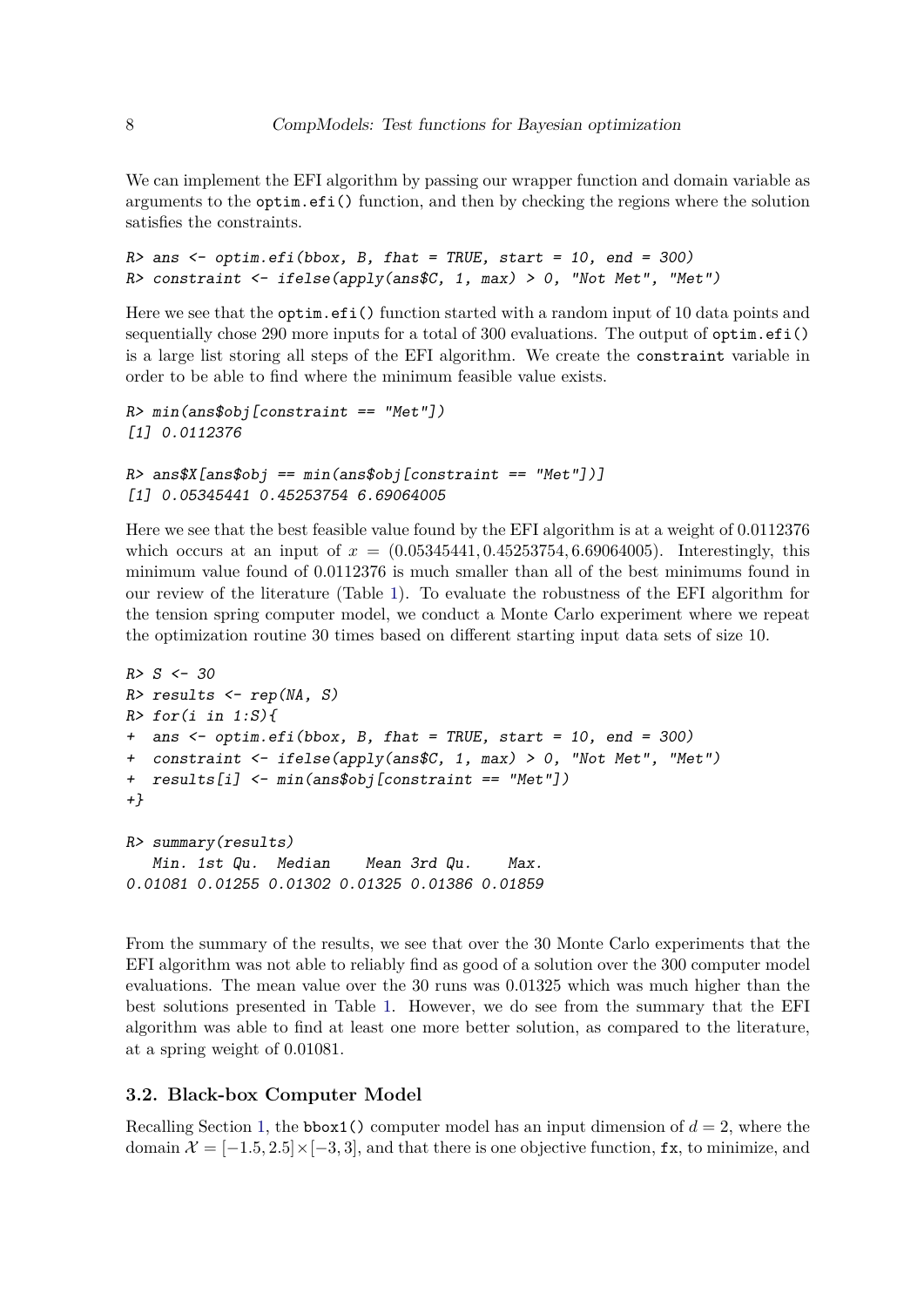We can implement the EFI algorithm by passing our wrapper function and domain variable as arguments to the `optim.efi()` function, and then by checking the regions where the solution satisfies the constraints.

```
R> ans <- optim.efi(bbox, B, fhat = TRUE, start = 10, end = 300)
R> constraint <- ifelse(apply(ans$C, 1, max) > 0, "Not Met", "Met")
```

Here we see that the `optim.efi()` function started with a random input of 10 data points and sequentially chose 290 more inputs for a total of 300 evaluations. The output of `optim.efi()` is a large list storing all steps of the EFI algorithm. We create the `constraint` variable in order to be able to find where the minimum feasible value exists.

```
R> min(ans$obj[constraint == "Met"])
[1] 0.0112376

R> ans$X[ans$obj == min(ans$obj[constraint == "Met"])]
[1] 0.05345441 0.45253754 6.69064005
```

Here we see that the best feasible value found by the EFI algorithm is at a weight of 0.0112376 which occurs at an input of $x = (0.05345441, 0.45253754, 6.69064005)$. Interestingly, this minimum value found of 0.0112376 is much smaller than all of the best minimums found in our review of the literature (Table 1). To evaluate the robustness of the EFI algorithm for the tension spring computer model, we conduct a Monte Carlo experiment where we repeat the optimization routine 30 times based on different starting input data sets of size 10.

```
R> S <- 30
R> results <- rep(NA, S)
R> for(i in 1:S){
+  ans <- optim.efi(bbox, B, fhat = TRUE, start = 10, end = 300)
+  constraint <- ifelse(apply(ans$C, 1, max) > 0, "Not Met", "Met")
+  results[i] <- min(ans$obj[constraint == "Met"])
+}

R> summary(results)
   Min. 1st Qu.  Median    Mean 3rd Qu.    Max.
0.01081 0.01255 0.01302 0.01325 0.01386 0.01859
```

From the summary of the results, we see that over the 30 Monte Carlo experiments that the EFI algorithm was not able to reliably find as good of a solution over the 300 computer model evaluations. The mean value over the 30 runs was 0.01325 which was much higher than the best solutions presented in Table 1. However, we do see from the summary that the EFI algorithm was able to find at least one more better solution, as compared to the literature, at a spring weight of 0.01081.

### 3.2. Black-box Computer Model

Recalling Section 1, the `bbox1()` computer model has an input dimension of $d = 2$, where the domain $\mathcal{X} = [-1.5, 2.5] \times [-3, 3]$, and that there is one objective function, `fx`, to minimize, and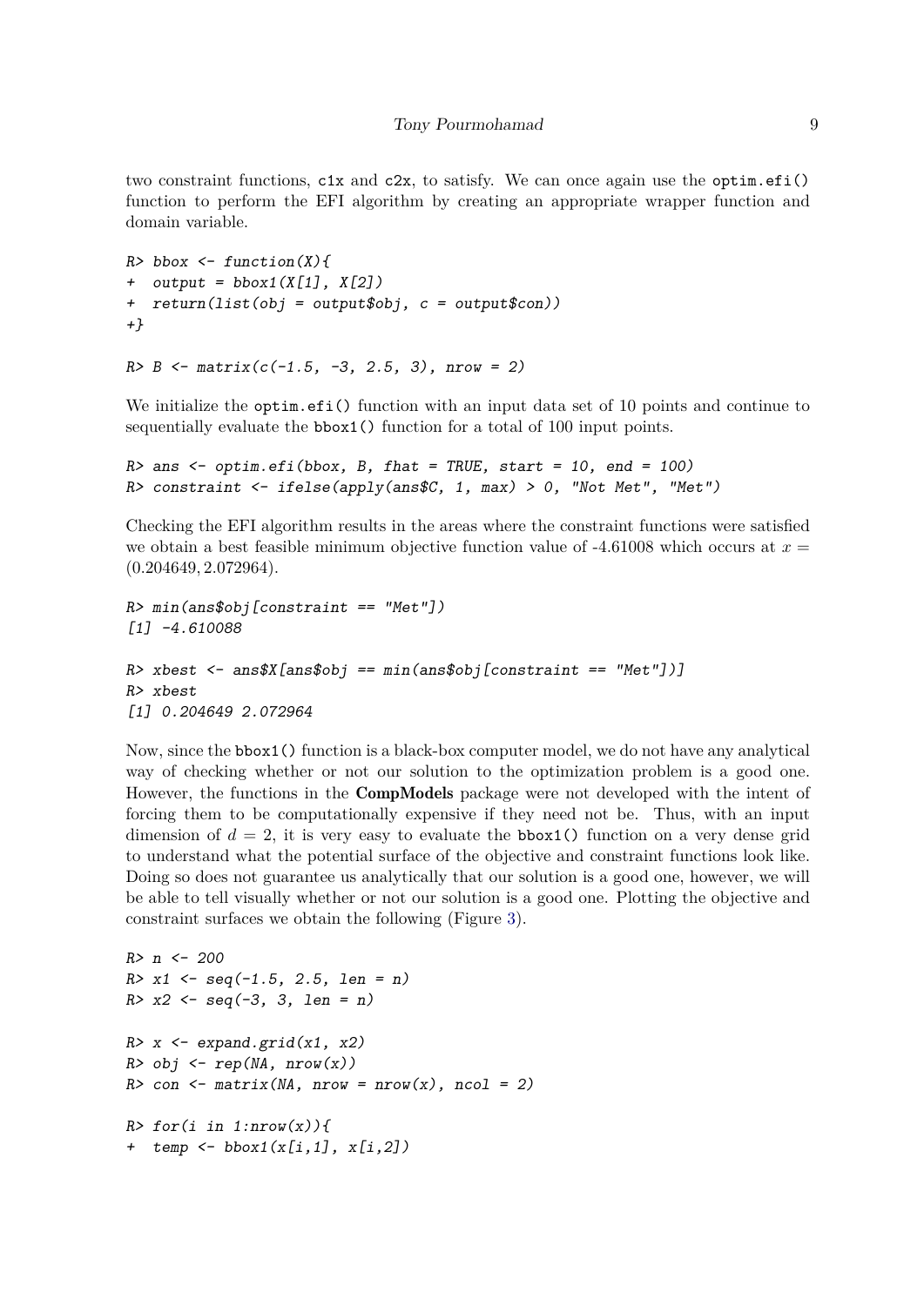two constraint functions, `c1x` and `c2x`, to satisfy. We can once again use the `optim.efi()` function to perform the EFI algorithm by creating an appropriate wrapper function and domain variable.

```
R> bbox <- function(X){
+  output = bbox1(X[1], X[2])
+  return(list(obj = output$obj, c = output$con))
+}

R> B <- matrix(c(-1.5, -3, 2.5, 3), nrow = 2)
```

We initialize the `optim.efi()` function with an input data set of 10 points and continue to sequentially evaluate the `bbox1()` function for a total of 100 input points.

```
R> ans <- optim.efi(bbox, B, fhat = TRUE, start = 10, end = 100)
R> constraint <- ifelse(apply(ans$C, 1, max) > 0, "Not Met", "Met")
```

Checking the EFI algorithm results in the areas where the constraint functions were satisfied we obtain a best feasible minimum objective function value of -4.61008 which occurs at $x = (0.204649, 2.072964)$.

```
R> min(ans$obj[constraint == "Met"])
[1] -4.610088

R> xbest <- ans$X[ans$obj == min(ans$obj[constraint == "Met"])]
R> xbest
[1] 0.204649 2.072964
```

Now, since the `bbox1()` function is a black-box computer model, we do not have any analytical way of checking whether or not our solution to the optimization problem is a good one. However, the functions in the **CompModels** package were not developed with the intent of forcing them to be computationally expensive if they need not be. Thus, with an input dimension of $d = 2$, it is very easy to evaluate the `bbox1()` function on a very dense grid to understand what the potential surface of the objective and constraint functions look like. Doing so does not guarantee us analytically that our solution is a good one, however, we will be able to tell visually whether or not our solution is a good one. Plotting the objective and constraint surfaces we obtain the following (Figure 3).

```
R> n <- 200
R> x1 <- seq(-1.5, 2.5, len = n)
R> x2 <- seq(-3, 3, len = n)

R> x <- expand.grid(x1, x2)
R> obj <- rep(NA, nrow(x))
R> con <- matrix(NA, nrow = nrow(x), ncol = 2)

R> for(i in 1:nrow(x)){
+  temp <- bbox1(x[i,1], x[i,2])
```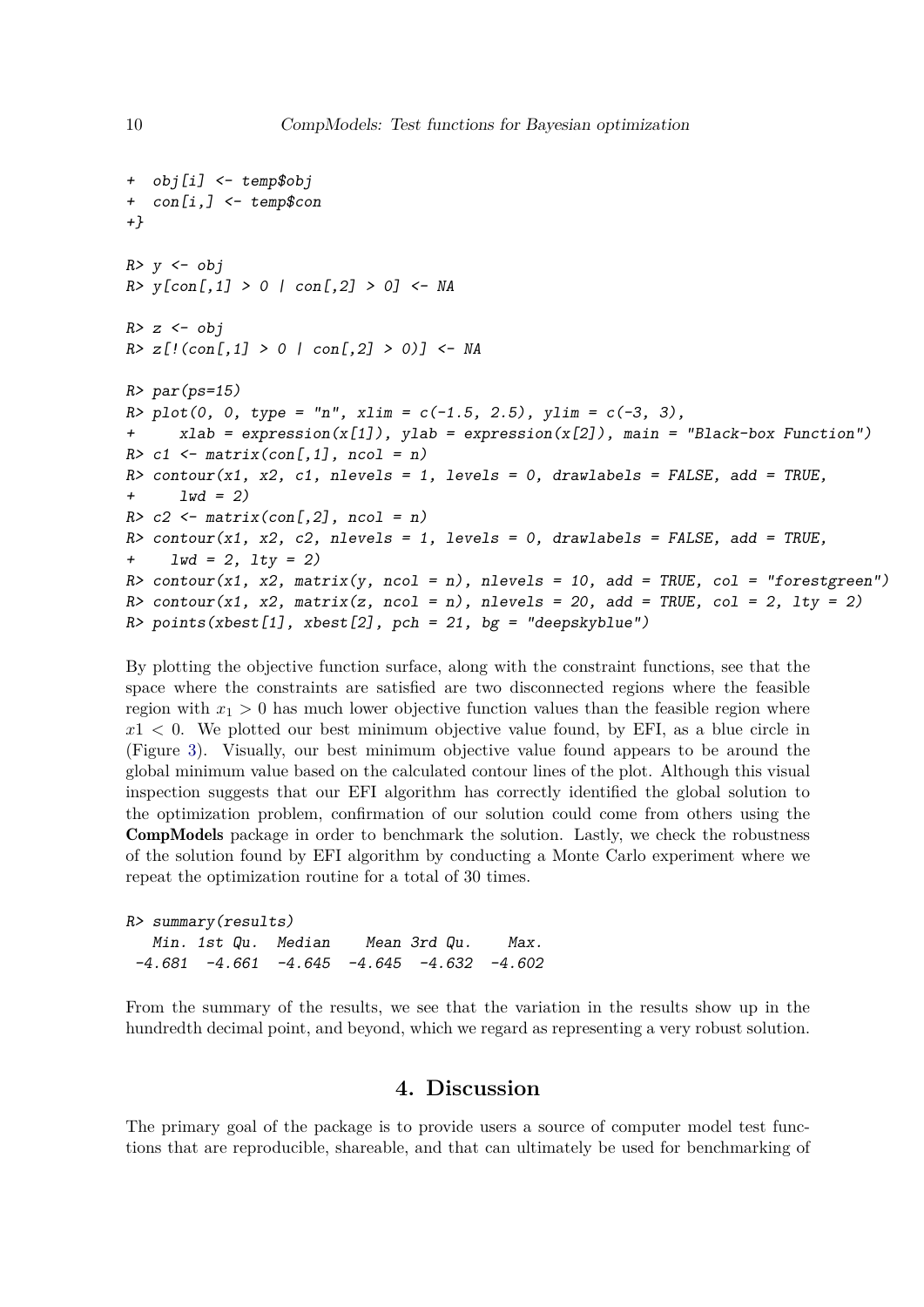```
+  obj[i] <- temp$obj
+  con[i,] <- temp$con
+}

R> y <- obj
R> y[con[,1] > 0 | con[,2] > 0] <- NA

R> z <- obj
R> z[!(con[,1] > 0 | con[,2] > 0)] <- NA

R> par(ps=15)
R> plot(0, 0, type = "n", xlim = c(-1.5, 2.5), ylim = c(-3, 3),
+     xlab = expression(x[1]), ylab = expression(x[2]), main = "Black-box Function")
R> c1 <- matrix(con[,1], ncol = n)
R> contour(x1, x2, c1, nlevels = 1, levels = 0, drawlabels = FALSE, add = TRUE,
+     lwd = 2)
R> c2 <- matrix(con[,2], ncol = n)
R> contour(x1, x2, c2, nlevels = 1, levels = 0, drawlabels = FALSE, add = TRUE,
+    lwd = 2, lty = 2)
R> contour(x1, x2, matrix(y, ncol = n), nlevels = 10, add = TRUE, col = "forestgreen")
R> contour(x1, x2, matrix(z, ncol = n), nlevels = 20, add = TRUE, col = 2, lty = 2)
R> points(xbest[1], xbest[2], pch = 21, bg = "deepskyblue")
```

By plotting the objective function surface, along with the constraint functions, see that the space where the constraints are satisfied are two disconnected regions where the feasible region with $x_1 > 0$ has much lower objective function values than the feasible region where $x1 < 0$. We plotted our best minimum objective value found, by EFI, as a blue circle in (Figure 3). Visually, our best minimum objective value found appears to be around the global minimum value based on the calculated contour lines of the plot. Although this visual inspection suggests that our EFI algorithm has correctly identified the global solution to the optimization problem, confirmation of our solution could come from others using the **CompModels** package in order to benchmark the solution. Lastly, we check the robustness of the solution found by EFI algorithm by conducting a Monte Carlo experiment where we repeat the optimization routine for a total of 30 times.

```
R> summary(results)
   Min. 1st Qu.  Median    Mean 3rd Qu.    Max.
 -4.681  -4.661  -4.645  -4.645  -4.632  -4.602
```

From the summary of the results, we see that the variation in the results show up in the hundredth decimal point, and beyond, which we regard as representing a very robust solution.

## 4. Discussion

The primary goal of the package is to provide users a source of computer model test functions that are reproducible, shareable, and that can ultimately be used for benchmarking of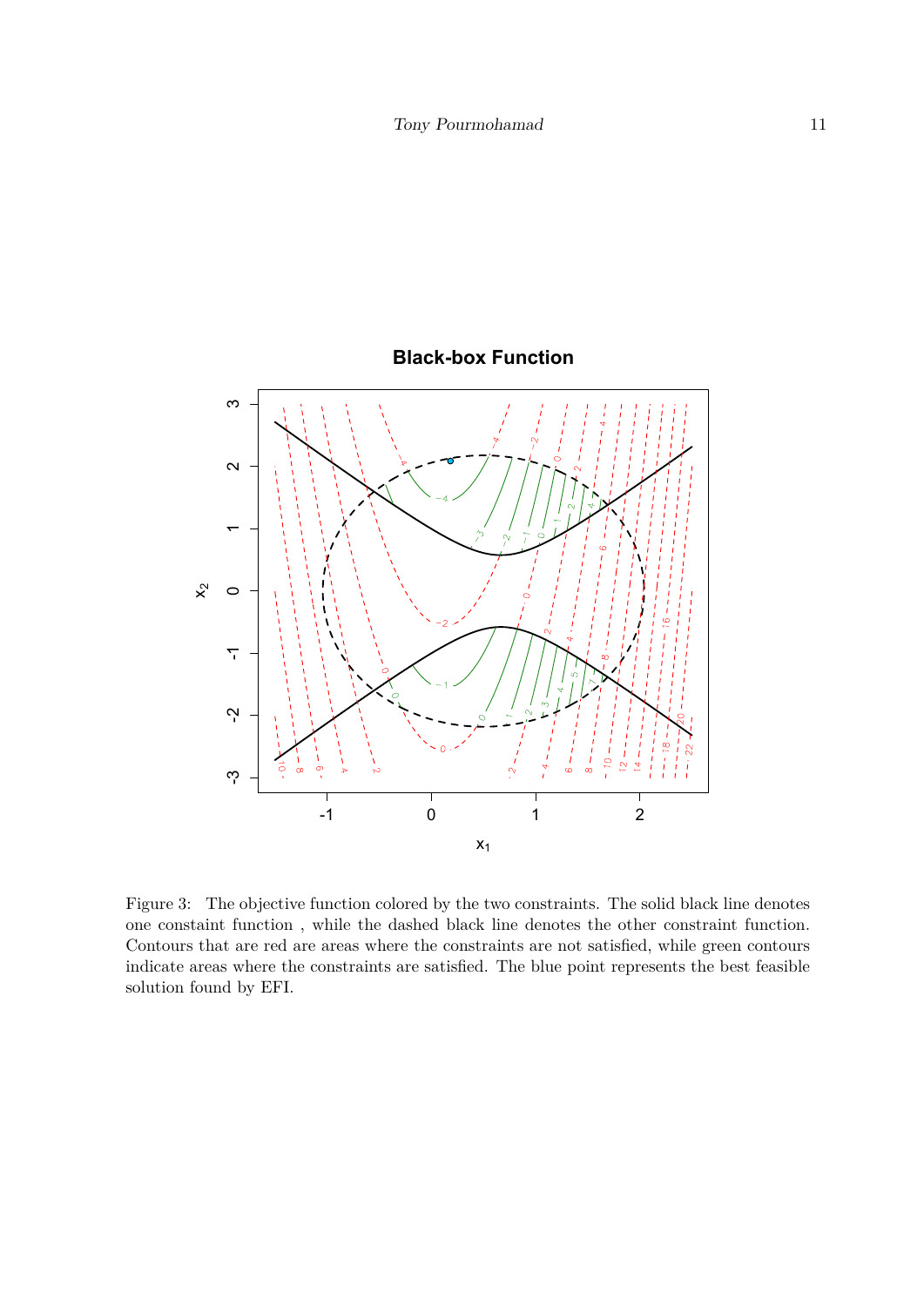Figure 3: The objective function colored by the two constraints. The solid black line denotes one constaint function , while the dashed black line denotes the other constraint function. Contours that are red are areas where the constraints are not satisfied, while green contours indicate areas where the constraints are satisfied. The blue point represents the best feasible solution found by EFI.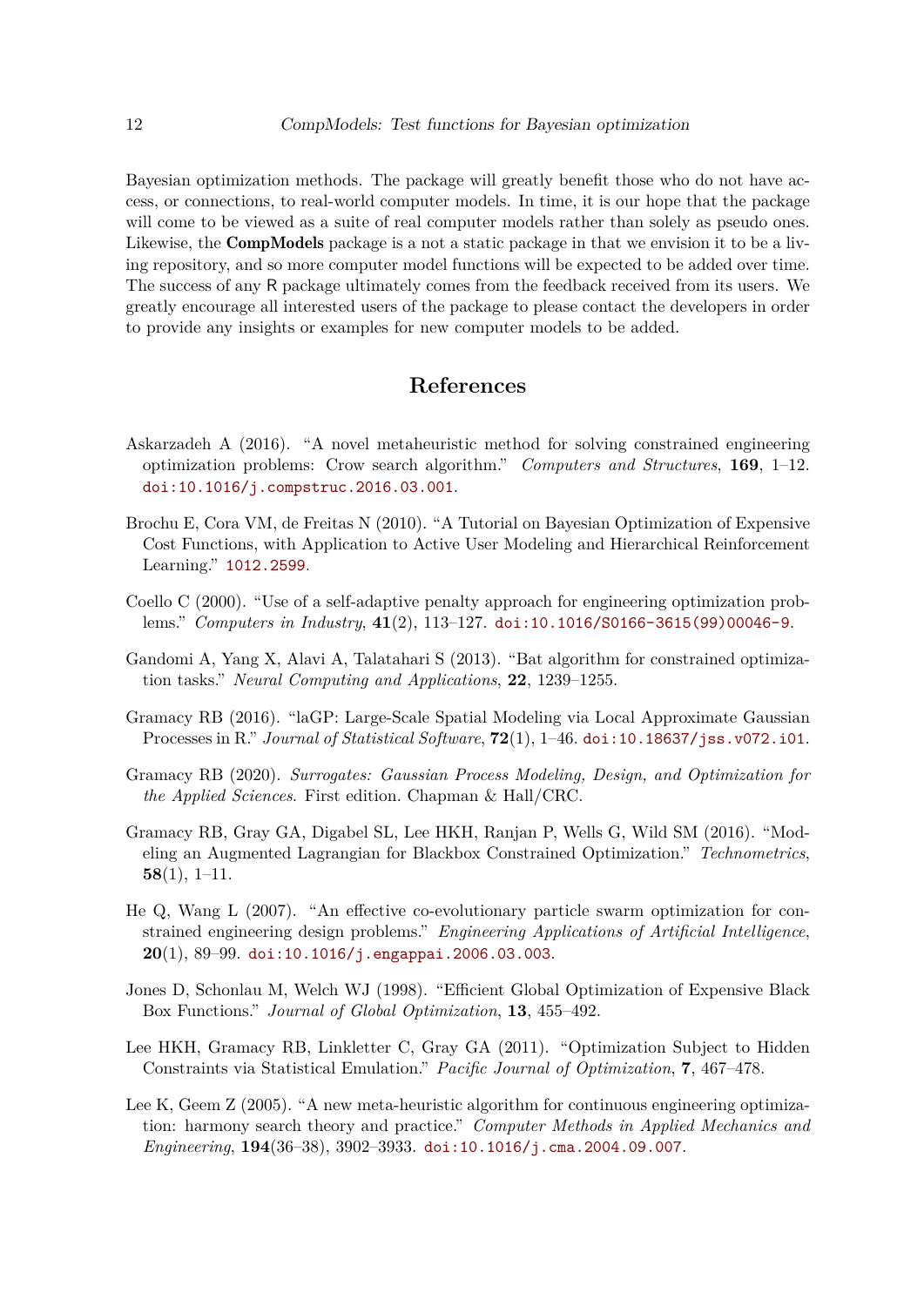Bayesian optimization methods. The package will greatly benefit those who do not have access, or connections, to real-world computer models. In time, it is our hope that the package will come to be viewed as a suite of real computer models rather than solely as pseudo ones. Likewise, the **CompModels** package is a not a static package in that we envision it to be a living repository, and so more computer model functions will be expected to be added over time. The success of any R package ultimately comes from the feedback received from its users. We greatly encourage all interested users of the package to please contact the developers in order to provide any insights or examples for new computer models to be added.

## References

Askarzadeh A (2016). "A novel metaheuristic method for solving constrained engineering optimization problems: Crow search algorithm." *Computers and Structures*, **169**, 1–12. doi:10.1016/j.compstruc.2016.03.001.

Brochu E, Cora VM, de Freitas N (2010). "A Tutorial on Bayesian Optimization of Expensive Cost Functions, with Application to Active User Modeling and Hierarchical Reinforcement Learning." 1012.2599.

Coello C (2000). "Use of a self-adaptive penalty approach for engineering optimization problems." *Computers in Industry*, **41**(2), 113–127. doi:10.1016/S0166-3615(99)00046-9.

Gandomi A, Yang X, Alavi A, Talatahari S (2013). "Bat algorithm for constrained optimization tasks." *Neural Computing and Applications*, **22**, 1239–1255.

Gramacy RB (2016). "laGP: Large-Scale Spatial Modeling via Local Approximate Gaussian Processes in R." *Journal of Statistical Software*, **72**(1), 1–46. doi:10.18637/jss.v072.i01.

Gramacy RB (2020). *Surrogates: Gaussian Process Modeling, Design, and Optimization for the Applied Sciences*. First edition. Chapman & Hall/CRC.

Gramacy RB, Gray GA, Digabel SL, Lee HKH, Ranjan P, Wells G, Wild SM (2016). "Modeling an Augmented Lagrangian for Blackbox Constrained Optimization." *Technometrics*, **58**(1), 1–11.

He Q, Wang L (2007). "An effective co-evolutionary particle swarm optimization for constrained engineering design problems." *Engineering Applications of Artificial Intelligence*, **20**(1), 89–99. doi:10.1016/j.engappai.2006.03.003.

Jones D, Schonlau M, Welch WJ (1998). "Efficient Global Optimization of Expensive Black Box Functions." *Journal of Global Optimization*, **13**, 455–492.

Lee HKH, Gramacy RB, Linkletter C, Gray GA (2011). "Optimization Subject to Hidden Constraints via Statistical Emulation." *Pacific Journal of Optimization*, **7**, 467–478.

Lee K, Geem Z (2005). "A new meta-heuristic algorithm for continuous engineering optimization: harmony search theory and practice." *Computer Methods in Applied Mechanics and Engineering*, **194**(36–38), 3902–3933. doi:10.1016/j.cma.2004.09.007.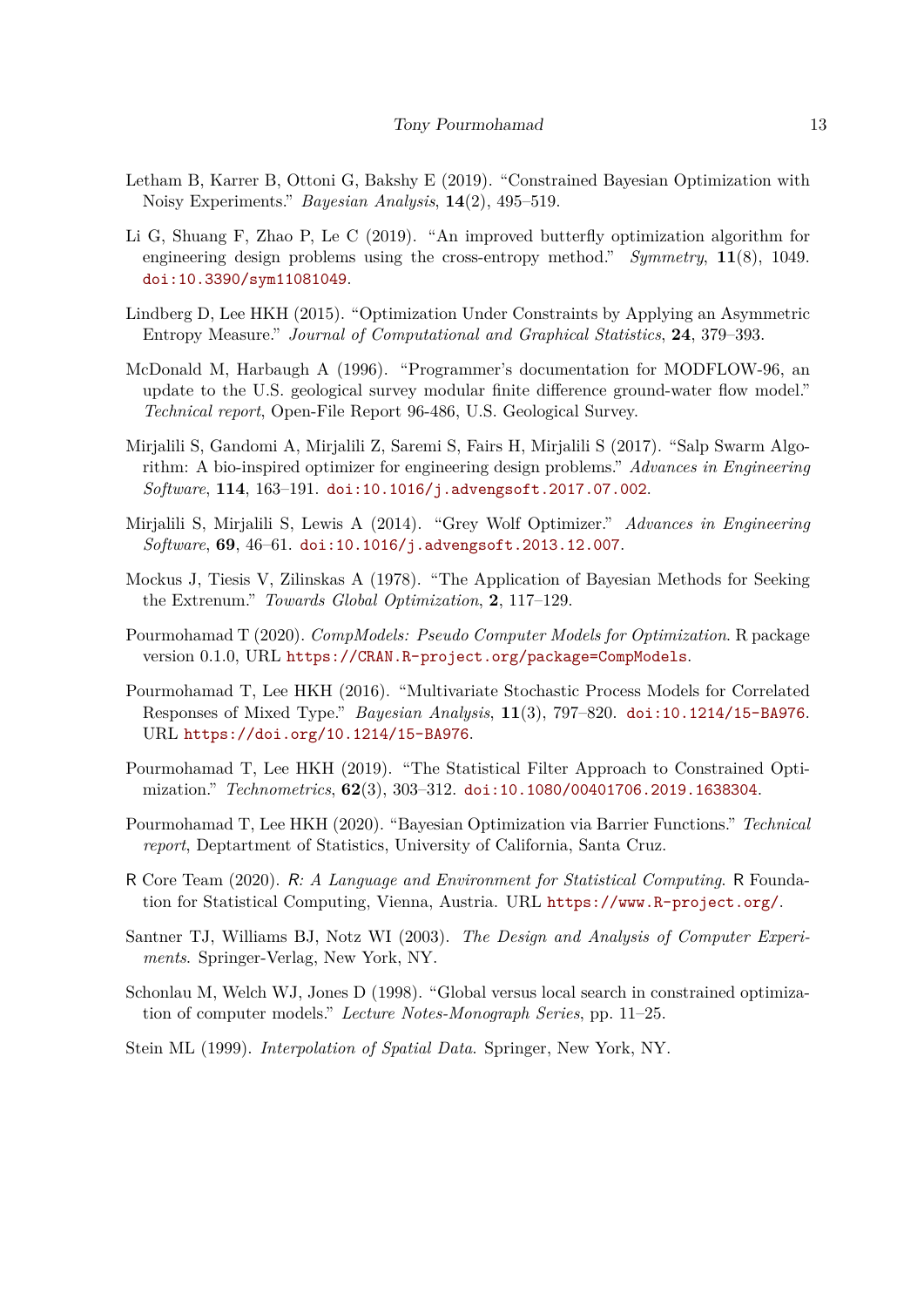Letham B, Karrer B, Ottoni G, Bakshy E (2019). "Constrained Bayesian Optimization with Noisy Experiments." *Bayesian Analysis*, **14**(2), 495–519.

Li G, Shuang F, Zhao P, Le C (2019). "An improved butterfly optimization algorithm for engineering design problems using the cross-entropy method." *Symmetry*, **11**(8), 1049. doi:10.3390/sym11081049.

Lindberg D, Lee HKH (2015). "Optimization Under Constraints by Applying an Asymmetric Entropy Measure." *Journal of Computational and Graphical Statistics*, **24**, 379–393.

McDonald M, Harbaugh A (1996). "Programmer's documentation for MODFLOW-96, an update to the U.S. geological survey modular finite difference ground-water flow model." *Technical report*, Open-File Report 96-486, U.S. Geological Survey.

Mirjalili S, Gandomi A, Mirjalili Z, Saremi S, Fairs H, Mirjalili S (2017). "Salp Swarm Algorithm: A bio-inspired optimizer for engineering design problems." *Advances in Engineering Software*, **114**, 163–191. doi:10.1016/j.advengsoft.2017.07.002.

Mirjalili S, Mirjalili S, Lewis A (2014). "Grey Wolf Optimizer." *Advances in Engineering Software*, **69**, 46–61. doi:10.1016/j.advengsoft.2013.12.007.

Mockus J, Tiesis V, Zilinskas A (1978). "The Application of Bayesian Methods for Seeking the Extrenum." *Towards Global Optimization*, **2**, 117–129.

Pourmohamad T (2020). *CompModels: Pseudo Computer Models for Optimization*. R package version 0.1.0, URL https://CRAN.R-project.org/package=CompModels.

Pourmohamad T, Lee HKH (2016). "Multivariate Stochastic Process Models for Correlated Responses of Mixed Type." *Bayesian Analysis*, **11**(3), 797–820. doi:10.1214/15-BA976. URL https://doi.org/10.1214/15-BA976.

Pourmohamad T, Lee HKH (2019). "The Statistical Filter Approach to Constrained Optimization." *Technometrics*, **62**(3), 303–312. doi:10.1080/00401706.2019.1638304.

Pourmohamad T, Lee HKH (2020). "Bayesian Optimization via Barrier Functions." *Technical report*, Deptartment of Statistics, University of California, Santa Cruz.

R Core Team (2020). *R: A Language and Environment for Statistical Computing*. R Foundation for Statistical Computing, Vienna, Austria. URL https://www.R-project.org/.

Santner TJ, Williams BJ, Notz WI (2003). *The Design and Analysis of Computer Experiments*. Springer-Verlag, New York, NY.

Schonlau M, Welch WJ, Jones D (1998). "Global versus local search in constrained optimization of computer models." *Lecture Notes-Monograph Series*, pp. 11–25.

Stein ML (1999). *Interpolation of Spatial Data*. Springer, New York, NY.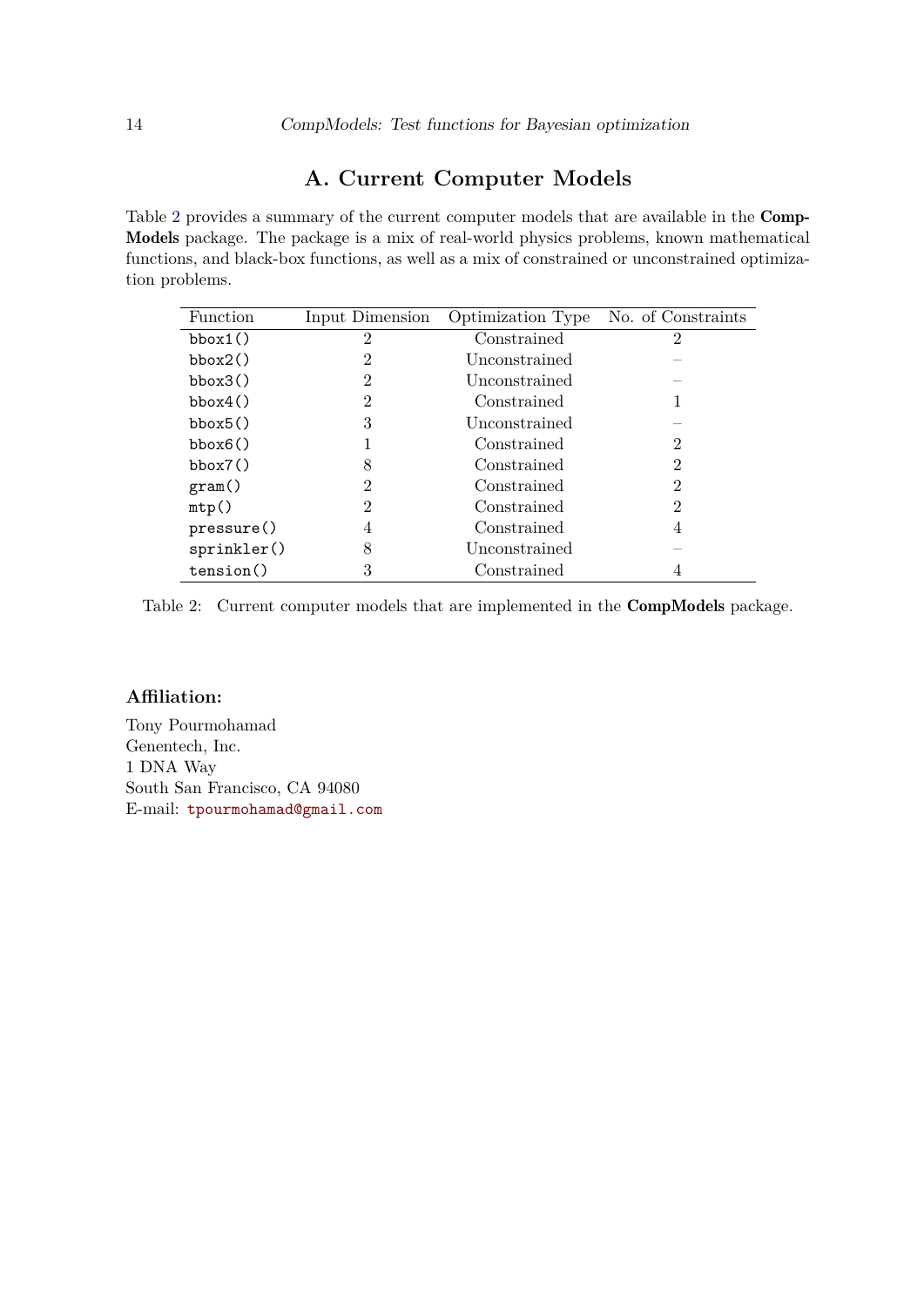# A. Current Computer Models

Table 2 provides a summary of the current computer models that are available in the **CompModels** package. The package is a mix of real-world physics problems, known mathematical functions, and black-box functions, as well as a mix of constrained or unconstrained optimization problems.

| Function | Input Dimension | Optimization Type | No. of Constraints |
|---|---|---|---|
| `bbox1()` | 2 | Constrained | 2 |
| `bbox2()` | 2 | Unconstrained | – |
| `bbox3()` | 2 | Unconstrained | – |
| `bbox4()` | 2 | Constrained | 1 |
| `bbox5()` | 3 | Unconstrained | – |
| `bbox6()` | 1 | Constrained | 2 |
| `bbox7()` | 8 | Constrained | 2 |
| `gram()` | 2 | Constrained | 2 |
| `mtp()` | 2 | Constrained | 2 |
| `pressure()` | 4 | Constrained | 4 |
| `sprinkler()` | 8 | Unconstrained | – |
| `tension()` | 3 | Constrained | 4 |

Table 2: Current computer models that are implemented in the **CompModels** package.

### Affiliation:

Tony Pourmohamad
Genentech, Inc.
1 DNA Way
South San Francisco, CA 94080
E-mail: tpourmohamad@gmail.com